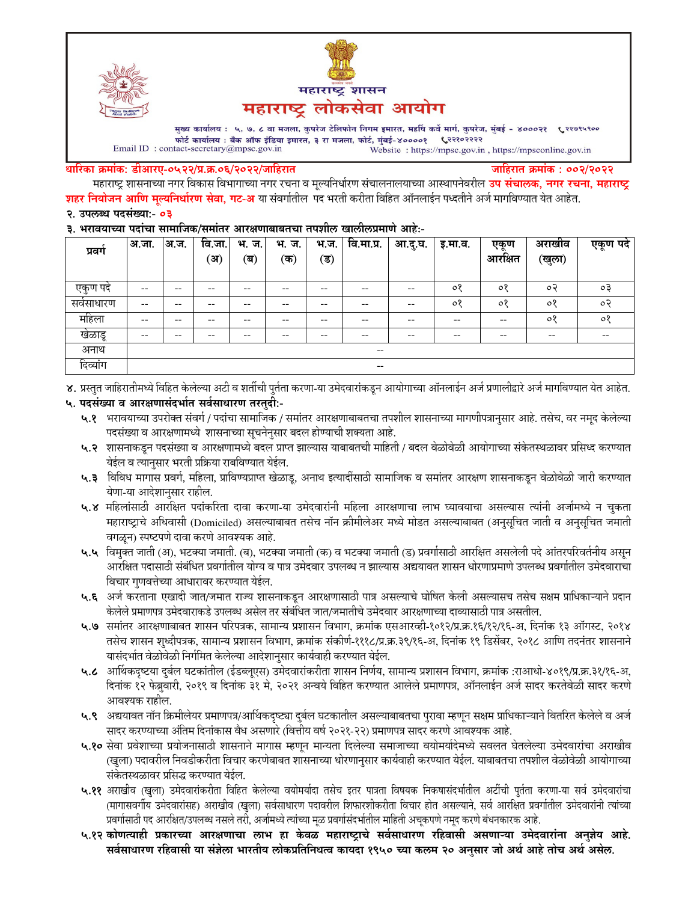# महाराष्ट्र शासन

# महाराष्ट्र लोकसेवा आयोग

मुख्य कार्यालय : ५, ७, ८ वा मजला, कुपरेज टेलिफोन निगम इमारत, महर्षि कर्वे मार्ग, कुपरेज, मुंबई - ४०००२१ ☎२२७९५९००
फोर्ट कार्यालय : बँक ऑफ इंडिया इमारत, ३ रा मजला, फोर्ट, मुंबई-४००००१ ☎२२१०२२२२
Email ID : contact-secretary@mpsc.gov.in Website : https://mpsc.gov.in , https://mpsconline.gov.in

**धारिका क्रमांक: डीआरए-०५२२/प्र.क्र.०६/२०२२/जाहिरात** **जाहिरात क्रमांक : ००२/२०२२**

महाराष्ट्र शासनाच्या नगर विकास विभागाच्या नगर रचना व मूल्यनिर्धारण संचालनालयाच्या आस्थापनेवरील **उप संचालक, नगर रचना, महाराष्ट्र शहर नियोजन आणि मूल्यनिर्धारण सेवा, गट-अ** या संवर्गातील पद भरती करीता विहित ऑनलाईन पध्दतीने अर्ज मागविण्यात येत आहेत.

**२. उपलब्ध पदसंख्या:- ०३**

**३. भरावयाच्या पदांचा सामाजिक/समांतर आरक्षणाबाबतचा तपशील खालीलप्रमाणे आहे:-**

| प्रवर्ग | अ.जा. | अ.ज. | वि.जा. (अ) | भ. ज. (ब) | भ. ज. (क) | भ.ज. (ड) | वि.मा.प्र. | आ.दु.घ. | इ.मा.व. | एकूण आरक्षित | अराखीव (खुला) | एकूण पदे |
|---|---|---|---|---|---|---|---|---|---|---|---|---|
| एकुण पदे | -- | -- | -- | -- | -- | -- | -- | -- | ०१ | ०१ | ०२ | ०३ |
| सर्वसाधारण | -- | -- | -- | -- | -- | -- | -- | -- | ०१ | ०१ | ०१ | ०२ |
| महिला | -- | -- | -- | -- | -- | -- | -- | -- | -- | -- | ०१ | ०१ |
| खेळाडू | -- | -- | -- | -- | -- | -- | -- | -- | -- | -- | -- | -- |
| अनाथ | -- | | | | | | | | | | | |
| दिव्यांग | -- | | | | | | | | | | | |

४. प्रस्तुत जाहिरातीमध्ये विहित केलेल्या अटी व शर्तीची पुर्तता करणा-या उमेदवारांकडून आयोगाच्या ऑनलाईन अर्ज प्रणालीद्वारे अर्ज मागविण्यात येत आहेत.

**५. पदसंख्या व आरक्षणासंदर्भात सर्वसाधारण तरतुदी:-**

**५.१** भरावयाच्या उपरोक्त संवर्ग / पदांचा सामाजिक / समांतर आरक्षणाबाबतचा तपशील शासनाच्या मागणीपत्रानुसार आहे. तसेच, वर नमूद केलेल्या पदसंख्या व आरक्षणामध्ये शासनाच्या सूचनेनुसार बदल होण्याची शक्यता आहे.

**५.२** शासनाकडून पदसंख्या व आरक्षणामध्ये बदल प्राप्त झाल्यास याबाबतची माहिती / बदल वेळोवेळी आयोगाच्या संकेतस्थळावर प्रसिध्द करण्यात येईल व त्यानुसार भरती प्रक्रिया राबविण्यात येईल.

**५.३** विविध मागास प्रवर्ग, महिला, प्राविण्यप्राप्त खेळाडू, अनाथ इत्यादींसाठी सामाजिक व समांतर आरक्षण शासनाकडून वेळोवेळी जारी करण्यात येणा-या आदेशानुसार राहील.

**५.४** महिलांसाठी आरक्षित पदांकरिता दावा करणा-या उमेदवारांनी महिला आरक्षणाचा लाभ घ्यावयाचा असल्यास त्यांनी अर्जामध्ये न चुकता महाराष्ट्राचे अधिवासी (Domiciled) असल्याबाबत तसेच नॉन क्रीमीलेअर मध्ये मोडत असल्याबाबत (अनुसूचित जाती व अनुसूचित जमाती वगळून) स्पष्टपणे दावा करणे आवश्यक आहे.

**५.५** विमुक्त जाती (अ), भटक्या जमाती. (ब), भटक्या जमाती (क) व भटक्या जमाती (ड) प्रवर्गासाठी आरक्षित असलेली पदे आंतरपरिवर्तनीय असून आरक्षित पदासाठी संबंधित प्रवर्गातील योग्य व पात्र उमेदवार उपलब्ध न झाल्यास अद्ययावत शासन धोरणाप्रमाणे उपलब्ध प्रवर्गातील उमेदवाराचा विचार गुणवत्तेच्या आधारावर करण्यात येईल.

**५.६** अर्ज करताना एखादी जात/जमात राज्य शासनाकडून आरक्षणासाठी पात्र असल्याचे घोषित केली असल्यासच तसेच सक्षम प्राधिका-याने प्रदान केलेले प्रमाणपत्र उमेदवाराकडे उपलब्ध असेल तर संबंधित जात/जमातीचे उमेदवार आरक्षणाच्या दाव्यासाठी पात्र असतील.

**५.७** समांतर आरक्षणाबाबत शासन परिपत्रक, सामान्य प्रशासन विभाग, क्रमांक एसआरव्ही-१०१२/प्र.क्र.१६/१२/१६-अ, दिनांक १३ ऑगस्ट, २०१४ तसेच शासन शुध्दीपत्रक, सामान्य प्रशासन विभाग, क्रमांक संकीर्ण-१११८/प्र.क्र.३९/१६-अ, दिनांक १९ डिसेंबर, २०१८ आणि तदनंतर शासनाने यासंदर्भात वेळोवेळी निर्गमित केलेल्या आदेशानुसार कार्यवाही करण्यात येईल.

**५.८** आर्थिकदृष्टया दुर्बल घटकांतील (ईडब्लूएस) उमेदवारांकरीता शासन निर्णय, सामान्य प्रशासन विभाग, क्रमांक :राआधो-४०१९/प्र.क्र.३१/१६-अ, दिनांक १२ फेब्रुवारी, २०१९ व दिनांक ३१ मे, २०२१ अन्वये विहित करण्यात आलेले प्रमाणपत्र, ऑनलाईन अर्ज सादर करतेवेळी सादर करणे आवश्यक राहील.

**५.९** अद्ययावत नॉन क्रिमीलेयर प्रमाणपत्र/आर्थिकदृष्ट्या दुर्बल घटकातील असल्याबाबतचा पुरावा म्हणून सक्षम प्राधिका-याने वितरित केलेले व अर्ज सादर करण्याच्या अंतिम दिनांकास वैध असणारे (वित्तीय वर्ष २०२१-२२) प्रमाणपत्र सादर करणे आवश्यक आहे.

**५.१०** सेवा प्रवेशाच्या प्रयोजनासाठी शासनाने मागास म्हणून मान्यता दिलेल्या समाजाच्या वयोमर्यादेमध्ये सवलत घेतलेल्या उमेदवारांचा अराखीव (खुला) पदावरील निवडीकरीता विचार करणेबाबत शासनाच्या धोरणानुसार कार्यवाही करण्यात येईल. याबाबतचा तपशील वेळोवेळी आयोगाच्या संकेतस्थळावर प्रसिद्ध करण्यात येईल.

**५.११** अराखीव (खुला) उमेदवारांकरीता विहित केलेल्या वयोमर्यादा तसेच इतर पात्रता विषयक निकषासंदर्भातील अटींची पुर्तता करणा-या सर्व उमेदवारांचा (मागासवर्गीय उमेदवारांसह) अराखीव (खुला) सर्वसाधारण पदावरील शिफारशीकरीता विचार होत असल्याने, सर्व आरक्षित प्रवर्गातील उमेदवारांनी त्यांच्या प्रवर्गासाठी पद आरक्षित/उपलब्ध नसले तरी, अर्जामध्ये त्यांच्या मूळ प्रवर्गासंदर्भातील माहिती अचूकपणे नमूद करणे बंधनकारक आहे.

**५.१२ कोणत्याही प्रकारच्या आरक्षणाचा लाभ हा केवळ महाराष्ट्राचे सर्वसाधारण रहिवासी असणाऱ्या उमेदवारांना अनुज्ञेय आहे. सर्वसाधारण रहिवासी या संज्ञेला भारतीय लोकप्रतिनिधत्व कायदा १९५० च्या कलम २० अनुसार जो अर्थ आहे तोच अर्थ असेल.**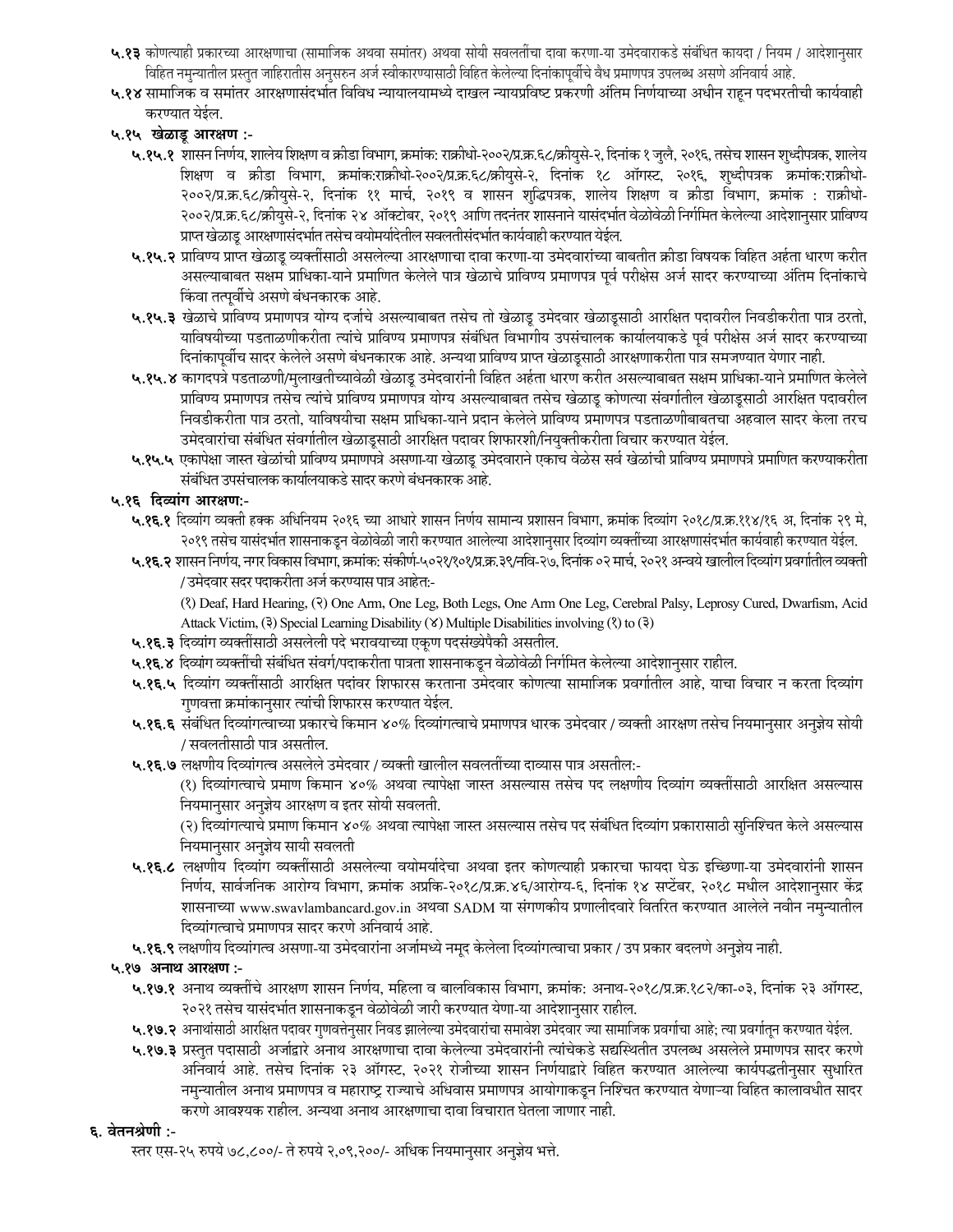**५.१३** कोणत्याही प्रकारच्या आरक्षणाचा (सामाजिक अथवा समांतर) अथवा सोयी सवलतींचा दावा करणा-या उमेदवाराकडे संबंधित कायदा / नियम / आदेशानुसार विहित नमुन्यातील प्रस्तुत जाहिरातीस अनुसरुन अर्ज स्वीकारण्यासाठी विहित केलेल्या दिनांकापूर्वीचे वैध प्रमाणपत्र उपलब्ध असणे अनिवार्य आहे.

**५.१४** सामाजिक व समांतर आरक्षणासंदर्भात विविध न्यायालयामध्ये दाखल न्यायप्रविष्ट प्रकरणी अंतिम निर्णयाच्या अधीन राहून पदभरतीची कार्यवाही करण्यात येईल.

**५.१५ खेळाडू आरक्षण :-**

**५.१५.१** शासन निर्णय, शालेय शिक्षण व क्रीडा विभाग, क्रमांक: राक्रीधो-२००२/प्र.क्र.६८/क्रीयुसे-२, दिनांक १ जुलै, २०१६, तसेच शासन शुध्दीपत्रक, शालेय शिक्षण व क्रीडा विभाग, क्रमांक:राक्रीधो-२००२/प्र.क्र.६८/क्रीयुसे-२, दिनांक १८ ऑगस्ट, २०१६, शुध्दीपत्रक क्रमांक:राक्रीधो-२००२/प्र.क्र.६८/क्रीयुसे-२, दिनांक ११ मार्च, २०१९ व शासन शुद्धिपत्रक, शालेय शिक्षण व क्रीडा विभाग, क्रमांक : राक्रीधो-२००२/प्र.क्र.६८/क्रीयुसे-२, दिनांक २४ ऑक्टोबर, २०१९ आणि तदनंतर शासनाने यासंदर्भात वेळोवेळी निर्गमित केलेल्या आदेशानुसार प्राविण्य प्राप्त खेळाडू आरक्षणासंदर्भात तसेच वयोमर्यादेतील सवलतीसंदर्भात कार्यवाही करण्यात येईल.

**५.१५.२** प्राविण्य प्राप्त खेळाडू व्यक्तींसाठी असलेल्या आरक्षणाचा दावा करणा-या उमेदवारांच्या बाबतीत क्रीडा विषयक विहित अर्हता धारण करीत असल्याबाबत सक्षम प्राधिका-याने प्रमाणित केलेले पात्र खेळाचे प्राविण्य प्रमाणपत्र पूर्व परीक्षेस अर्ज सादर करण्याच्या अंतिम दिनांकाचे किंवा तत्पूर्वीचे असणे बंधनकारक आहे.

**५.१५.३** खेळाचे प्राविण्य प्रमाणपत्र योग्य दर्जाचे असल्याबाबत तसेच तो खेळाडू उमेदवार खेळाडूसाठी आरक्षित पदावरील निवडीकरीता पात्र ठरतो, याविषयीच्या पडताळणीकरीता त्यांचे प्राविण्य प्रमाणपत्र संबंधित विभागीय उपसंचालक कार्यालयाकडे पूर्व परीक्षेस अर्ज सादर करण्याच्या दिनांकापूर्वीच सादर केलेले असणे बंधनकारक आहे. अन्यथा प्राविण्य प्राप्त खेळाडूसाठी आरक्षणाकरीता पात्र समजण्यात येणार नाही.

**५.१५.४** कागदपत्रे पडताळणी/मुलाखतीच्यावेळी खेळाडू उमेदवारांनी विहित अर्हता धारण करीत असल्याबाबत सक्षम प्राधिका-याने प्रमाणित केलेले प्राविण्य प्रमाणपत्र तसेच त्यांचे प्राविण्य प्रमाणपत्र योग्य असल्याबाबत तसेच खेळाडू कोणत्या संवर्गातील खेळाडूसाठी आरक्षित पदावरील निवडीकरीता पात्र ठरतो, याविषयीचा सक्षम प्राधिका-याने प्रदान केलेले प्राविण्य प्रमाणपत्र पडताळणीबाबतचा अहवाल सादर केला तरच उमेदवारांचा संबंधित संवर्गातील खेळाडूसाठी आरक्षित पदावर शिफारशी/नियुक्तीकरीता विचार करण्यात येईल.

**५.१५.५** एकापेक्षा जास्त खेळांची प्राविण्य प्रमाणपत्रे असणा-या खेळाडू उमेदवाराने एकाच वेळेस सर्व खेळांची प्राविण्य प्रमाणपत्रे प्रमाणित करण्याकरीता संबंधित उपसंचालक कार्यालयाकडे सादर करणे बंधनकारक आहे.

**५.१६ दिव्यांग आरक्षण:-**

**५.१६.१** दिव्यांग व्यक्ती हक्क अधिनियम २०१६ च्या आधारे शासन निर्णय सामान्य प्रशासन विभाग, क्रमांक दिव्यांग २०१८/प्र.क्र.११४/१६ अ, दिनांक २९ मे, २०१९ तसेच यासंदर्भात शासनाकडून वेळोवेळी जारी करण्यात आलेल्या आदेशानुसार दिव्यांग व्यक्तींच्या आरक्षणासंदर्भात कार्यवाही करण्यात येईल.

**५.१६.२** शासन निर्णय, नगर विकास विभाग, क्रमांक: संकीर्ण-५०२१/१०१/प्र.क्र.३९/नवि-२७, दिनांक ०२ मार्च, २०२१ अन्वये खालील दिव्यांग प्रवर्गातील व्यक्ती / उमेदवार सदर पदाकरीता अर्ज करण्यास पात्र आहेत:-

(१) Deaf, Hard Hearing, (२) One Arm, One Leg, Both Legs, One Arm One Leg, Cerebral Palsy, Leprosy Cured, Dwarfism, Acid Attack Victim, (३) Special Learning Disability (४) Multiple Disabilities involving (१) to (३)

**५.१६.३** दिव्यांग व्यक्तींसाठी असलेली पदे भरावयाच्या एकूण पदसंख्येपैकी असतील.

**५.१६.४** दिव्यांग व्यक्तींची संबंधित संवर्ग/पदाकरीता पात्रता शासनाकडून वेळोवेळी निर्गमित केलेल्या आदेशानुसार राहील.

**५.१६.५** दिव्यांग व्यक्तींसाठी आरक्षित पदांवर शिफारस करताना उमेदवार कोणत्या सामाजिक प्रवर्गातील आहे, याचा विचार न करता दिव्यांग गुणवत्ता क्रमांकानुसार त्यांची शिफारस करण्यात येईल.

**५.१६.६** संबंधित दिव्यांगत्वाच्या प्रकारचे किमान ४०% दिव्यांगत्वाचे प्रमाणपत्र धारक उमेदवार / व्यक्ती आरक्षण तसेच नियमानुसार अनुज्ञेय सोयी / सवलतीसाठी पात्र असतील.

**५.१६.७** लक्षणीय दिव्यांगत्व असलेले उमेदवार / व्यक्ती खालील सवलतींच्या दाव्यास पात्र असतील:-

(१) दिव्यांगत्वाचे प्रमाण किमान ४०% अथवा त्यापेक्षा जास्त असल्यास तसेच पद लक्षणीय दिव्यांग व्यक्तींसाठी आरक्षित असल्यास नियमानुसार अनुज्ञेय आरक्षण व इतर सोयी सवलती.

(२) दिव्यांगत्याचे प्रमाण किमान ४०% अथवा त्यापेक्षा जास्त असल्यास तसेच पद संबंधित दिव्यांग प्रकारासाठी सुनिश्चित केले असल्यास नियमानुसार अनुज्ञेय सायी सवलती

**५.१६.८** लक्षणीय दिव्यांग व्यक्तींसाठी असलेल्या वयोमर्यादेचा अथवा इतर कोणत्याही प्रकारचा फायदा घेऊ इच्छिणा-या उमेदवारांनी शासन निर्णय, सार्वजनिक आरोग्य विभाग, क्रमांक अप्रकि-२०१८/प्र.क्र.४६/आरोग्य-६, दिनांक १४ सप्टेंबर, २०१८ मधील आदेशानुसार केंद्र शासनाच्या www.swavlambancard.gov.in अथवा SADM या संगणकीय प्रणालीदवारे वितरित करण्यात आलेले नवीन नमुन्यातील दिव्यांगत्वाचे प्रमाणपत्र सादर करणे अनिवार्य आहे.

**५.१६.९** लक्षणीय दिव्यांगत्व असणा-या उमेदवारांना अर्जामध्ये नमूद केलेला दिव्यांगत्वाचा प्रकार / उप प्रकार बदलणे अनुज्ञेय नाही.

**५.१७ अनाथ आरक्षण :-**

**५.१७.१** अनाथ व्यक्तींचे आरक्षण शासन निर्णय, महिला व बालविकास विभाग, क्रमांक: अनाथ-२०१८/प्र.क्र.१८२/का-०३, दिनांक २३ ऑगस्ट, २०२१ तसेच यासंदर्भात शासनाकडून वेळोवेळी जारी करण्यात येणा-या आदेशानुसार राहील.

**५.१७.२** अनाथांसाठी आरक्षित पदावर गुणवत्तेनुसार निवड झालेल्या उमेदवारांचा समावेश उमेदवार ज्या सामाजिक प्रवर्गाचा आहे; त्या प्रवर्गातून करण्यात येईल.

**५.१७.३** प्रस्तुत पदासाठी अर्जाद्वारे अनाथ आरक्षणाचा दावा केलेल्या उमेदवारांनी त्यांचेकडे सद्यस्थितीत उपलब्ध असलेले प्रमाणपत्र सादर करणे अनिवार्य आहे. तसेच दिनांक २३ ऑगस्ट, २०२१ रोजीच्या शासन निर्णयाद्वारे विहित करण्यात आलेल्या कार्यपद्धतीनुसार सुधारित नमुन्यातील अनाथ प्रमाणपत्र व महाराष्ट्र राज्याचे अधिवास प्रमाणपत्र आयोगाकडून निश्चित करण्यात येणाऱ्या विहित कालावधीत सादर करणे आवश्यक राहील. अन्यथा अनाथ आरक्षणाचा दावा विचारात घेतला जाणार नाही.

## ६. वेतनश्रेणी :-

स्तर एस-२५ रुपये ७८,८००/- ते रुपये २,०९,२००/- अधिक नियमानुसार अनुज्ञेय भत्ते.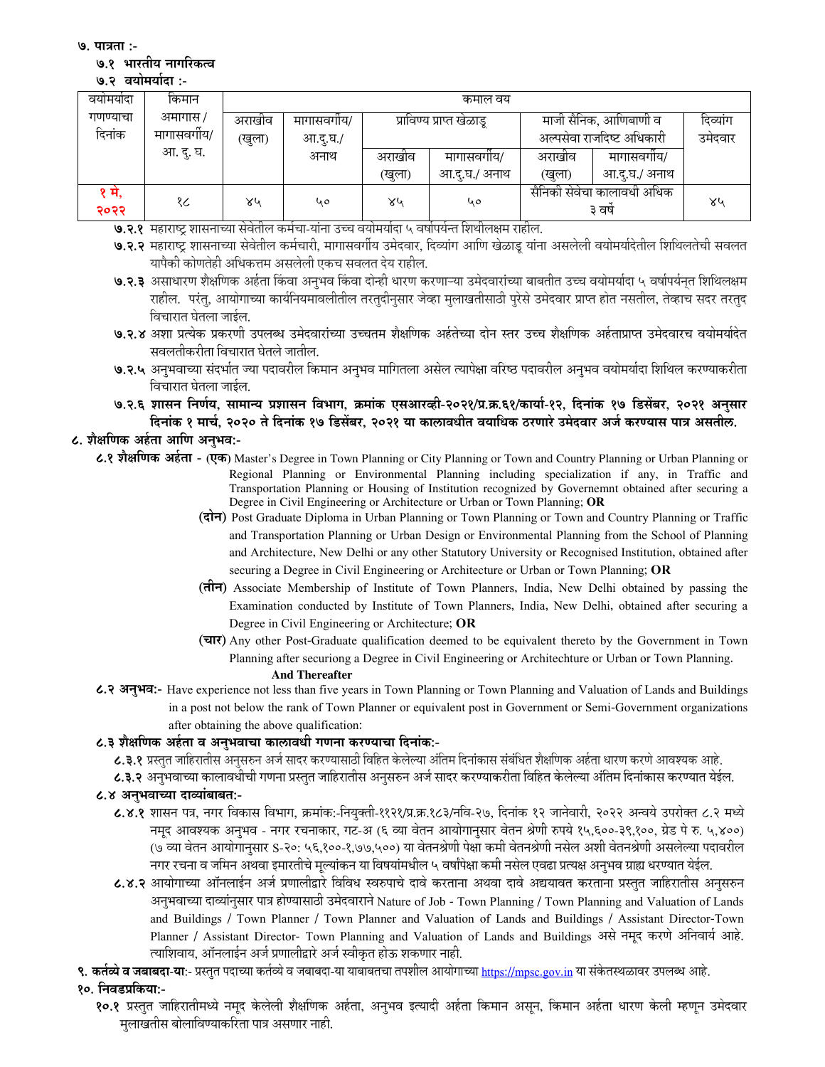**७. पात्रता :-**

**७.१ भारतीय नागरिकत्व**

**७.२ वयोमर्यादा :-**

| वयोमर्यादा गणण्याचा दिनांक | किमान अमागास / मागासवर्गीय/ आ. दु. घ. | कमाल वय | | | | | | |
|---|---|---|---|---|---|---|---|---|
| | | अराखीव (खुला) | मागासवर्गीय/ आ.दु.घ./ अनाथ | प्राविण्य प्राप्त खेळाडू | | माजी सैनिक, आणिबाणी व अल्पसेवा राजदिष्ट अधिकारी | | दिव्यांग उमेदवार |
| | | | | अराखीव (खुला) | मागासवर्गीय/ आ.दु.घ./ अनाथ | अराखीव (खुला) | मागासवर्गीय/ आ.दु.घ./ अनाथ | |
| १ मे, २०२२ | १८ | ४५ | ५० | ४५ | ५० | सैनिकी सेवेचा कालावधी अधिक ३ वर्षे | | ४५ |

**७.२.१** महाराष्ट्र शासनाच्या सेवेतील कर्मचा-यांना उच्च वयोमर्यादा ५ वर्षापर्यन्त शिथीलक्षम राहील.

**७.२.२** महाराष्ट्र शासनाच्या सेवेतील कर्मचारी, मागासवर्गीय उमेदवार, दिव्यांग आणि खेळाडू यांना असलेली वयोमर्यादेतील शिथिलतेची सवलत यापैकी कोणतेही अधिकत्तम असलेली एकच सवलत देय राहील.

**७.२.३** असाधारण शैक्षणिक अर्हता किंवा अनुभव किंवा दोन्ही धारण करणाऱ्या उमेदवारांच्या बाबतीत उच्च वयोमर्यादा ५ वर्षापर्यन्त शिथिलक्षम राहील. परंतु, आयोगाच्या कार्यनियमावलीतील तरतुदीनुसार जेव्हा मुलाखतीसाठी पुरेसे उमेदवार प्राप्त होत नसतील, तेव्हाच सदर तरतुद विचारात घेतला जाईल.

**७.२.४** अशा प्रत्येक प्रकरणी उपलब्ध उमेदवारांच्या उच्चतम शैक्षणिक अर्हतेच्या दोन स्तर उच्च शैक्षणिक अर्हताप्राप्त उमेदवारच वयोमर्यादेत सवलतीकरीता विचारात घेतले जातील.

**७.२.५** अनुभवाच्या संदर्भात ज्या पदावरील किमान अनुभव मागितला असेल त्यापेक्षा वरिष्ठ पदावरील अनुभव वयोमर्यादा शिथिल करण्याकरीता विचारात घेतला जाईल.

**७.२.६ शासन निर्णय, सामान्य प्रशासन विभाग, क्रमांक एसआरव्ही-२०२१/प्र.क्र.६१/कार्या-१२, दिनांक १७ डिसेंबर, २०२१ अनुसार दिनांक १ मार्च, २०२० ते दिनांक १७ डिसेंबर, २०२१ या कालावधीत वयाधिक ठरणारे उमेदवार अर्ज करण्यास पात्र असतील.**

**८. शैक्षणिक अर्हता आणि अनुभव:-**

**८.१ शैक्षणिक अर्हता - (एक)** Master's Degree in Town Planning or City Planning or Town and Country Planning or Urban Planning or Regional Planning or Environmental Planning including specialization if any, in Traffic and Transportation Planning or Housing of Institution recognized by Governemnt obtained after securing a Degree in Civil Engineering or Architecture or Urban or Town Planning; **OR**

**(दोन)** Post Graduate Diploma in Urban Planning or Town Planning or Town and Country Planning or Traffic and Transportation Planning or Urban Design or Environmental Planning from the School of Planning and Architecture, New Delhi or any other Statutory University or Recognised Institution, obtained after securing a Degree in Civil Engineering or Architecture or Urban or Town Planning; **OR**

**(तीन)** Associate Membership of Institute of Town Planners, India, New Delhi obtained by passing the Examination conducted by Institute of Town Planners, India, New Delhi, obtained after securing a Degree in Civil Engineering or Architecture; **OR**

**(चार)** Any other Post-Graduate qualification deemed to be equivalent thereto by the Government in Town Planning after securiong a Degree in Civil Engineering or Architechture or Urban or Town Planning.

**And Thereafter**

**८.२ अनुभव:-** Have experience not less than five years in Town Planning or Town Planning and Valuation of Lands and Buildings in a post not below the rank of Town Planner or equivalent post in Government or Semi-Government organizations after obtaining the above qualification:

**८.३ शैक्षणिक अर्हता व अनुभवाचा कालावधी गणना करण्याचा दिनांक:-**

**८.३.१** प्रस्तुत जाहिरातीस अनुसरुन अर्ज सादर करण्यासाठी विहित केलेल्या अंतिम दिनांकास संबंधित शैक्षणिक अर्हता धारण करणे आवश्यक आहे.

**८.३.२** अनुभवाच्या कालावधीची गणना प्रस्तुत जाहिरातीस अनुसरुन अर्ज सादर करण्याकरीता विहित केलेल्या अंतिम दिनांकास करण्यात येईल.

**८.४ अनुभवाच्या दाव्यांबाबत:-**

**८.४.१** शासन पत्र, नगर विकास विभाग, क्रमांक:-नियुक्ती-११२१/प्र.क्र.१८३/नवि-२७, दिनांक १२ जानेवारी, २०२२ अन्वये उपरोक्त ८.२ मध्ये नमूद आवश्यक अनुभव - नगर रचनाकार, गट-अ (६ व्या वेतन आयोगानुसार वेतन श्रेणी रुपये १५,६००-३९,१००, ग्रेड पे रु. ५,४००) (७ व्या वेतन आयोगानुसार S-२०: ५६,१००-१,७७,५००) या वेतनश्रेणी पेक्षा कमी वेतनश्रेणी नसेल अशी वेतनश्रेणी असलेल्या पदावरील नगर रचना व जमिन अथवा इमारतीचे मूल्यांकन या विषयांमधील ५ वर्षांपेक्षा कमी नसेल एवढा प्रत्यक्ष अनुभव ग्राह्य धरण्यात येईल.

**८.४.२** आयोगाच्या ऑनलाईन अर्ज प्रणालीद्वारे विविध स्वरुपाचे दावे करताना अथवा दावे अद्ययावत करताना प्रस्तुत जाहिरातीस अनुसरुन अनुभवाच्या दाव्यांनुसार पात्र होण्यासाठी उमेदवाराने Nature of Job - Town Planning / Town Planning and Valuation of Lands and Buildings / Town Planner / Town Planner and Valuation of Lands and Buildings / Assistant Director-Town Planner / Assistant Director- Town Planning and Valuation of Lands and Buildings असे नमूद करणे अनिवार्य आहे. त्याशिवाय, ऑनलाईन अर्ज प्रणालीद्वारे अर्ज स्वीकृत होऊ शकणार नाही.

**९. कर्तव्ये व जबाबदा-या:-** प्रस्तुत पदाच्या कर्तव्ये व जबाबदा-या याबाबतचा तपशील आयोगाच्या https://mpsc.gov.in या संकेतस्थळावर उपलब्ध आहे.

**१०. निवडप्रकिया:-**

**१०.१** प्रस्तुत जाहिरातीमध्ये नमूद केलेली शैक्षणिक अर्हता, अनुभव इत्यादी अर्हता किमान असून, किमान अर्हता धारण केली म्हणून उमेदवार मुलाखतीस बोलाविण्याकरिता पात्र असणार नाही.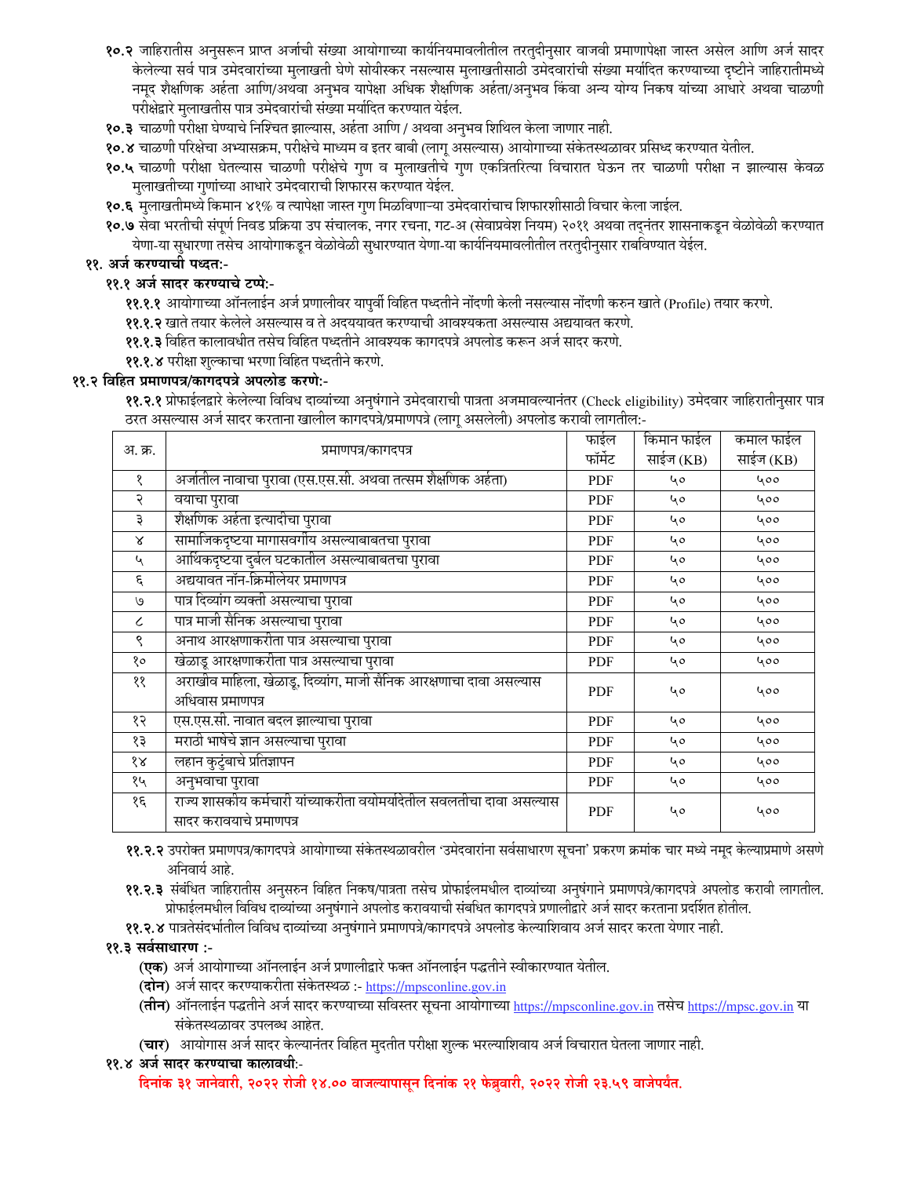**१०.२** जाहिरातीस अनुसरून प्राप्त अर्जाची संख्या आयोगाच्या कार्यनियमावलीतील तरतुदीनुसार वाजवी प्रमाणापेक्षा जास्त असेल आणि अर्ज सादर केलेल्या सर्व पात्र उमेदवारांच्या मुलाखती घेणे सोयीस्कर नसल्यास मुलाखतीसाठी उमेदवारांची संख्या मर्यादित करण्याच्या दृष्टीने जाहिरातीमध्ये नमूद शैक्षणिक अर्हता आणि/अथवा अनुभव यापेक्षा अधिक शैक्षणिक अर्हता/अनुभव किंवा अन्य योग्य निकष यांच्या आधारे अथवा चाळणी परीक्षेद्वारे मुलाखतीस पात्र उमेदवारांची संख्या मर्यादित करण्यात येईल.

**१०.३** चाळणी परीक्षा घेण्याचे निश्चित झाल्यास, अर्हता आणि / अथवा अनुभव शिथिल केला जाणार नाही.

**१०.४** चाळणी परिक्षेचा अभ्यासक्रम, परीक्षेचे माध्यम व इतर बाबी (लागू असल्यास) आयोगाच्या संकेतस्थळावर प्रसिध्द करण्यात येतील.

**१०.५** चाळणी परीक्षा घेतल्यास चाळणी परीक्षेचे गुण व मुलाखतीचे गुण एकत्रितरित्या विचारात घेऊन तर चाळणी परीक्षा न झाल्यास केवळ मुलाखतीच्या गुणांच्या आधारे उमेदवाराची शिफारस करण्यात येईल.

**१०.६** मुलाखतीमध्ये किमान ४१% व त्यापेक्षा जास्त गुण मिळविणाऱ्या उमेदवारांचाच शिफारशीसाठी विचार केला जाईल.

**१०.७** सेवा भरतीची संपूर्ण निवड प्रक्रिया उप संचालक, नगर रचना, गट-अ (सेवाप्रवेश नियम) २०११ अथवा तद्नंतर शासनाकडून वेळोवेळी करण्यात येणा-या सुधारणा तसेच आयोगाकडून वेळोवेळी सुधारण्यात येणा-या कार्यनियमावलीतील तरतुदीनुसार राबविण्यात येईल.

## ११. अर्ज करण्याची पध्दत:-

### ११.१ अर्ज सादर करण्याचे टप्पे:-

**११.१.१** आयोगाच्या ऑनलाईन अर्ज प्रणालीवर यापुर्वी विहित पध्दतीने नोंदणी केली नसल्यास नोंदणी करुन खाते (Profile) तयार करणे.

**११.१.२** खाते तयार केलेले असल्यास व ते अदययावत करण्याची आवश्यकता असल्यास अद्ययावत करणे.

**११.१.३** विहित कालावधीत तसेच विहित पध्दतीने आवश्यक कागदपत्रे अपलोड करून अर्ज सादर करणे.

**११.१.४** परीक्षा शुल्काचा भरणा विहित पध्दतीने करणे.

### ११.२ विहित प्रमाणपत्र/कागदपत्रे अपलोड करणे:-

**११.२.१** प्रोफाईलद्वारे केलेल्या विविध दाव्यांच्या अनुषंगाने उमेदवाराची पात्रता अजमावल्यानंतर (Check eligibility) उमेदवार जाहिरातीनुसार पात्र ठरत असल्यास अर्ज सादर करताना खालील कागदपत्रे/प्रमाणपत्रे (लागू असलेली) अपलोड करावी लागतील:-

| अ. क्र. | प्रमाणपत्र/कागदपत्र | फाईल फॉर्मेट | किमान फाईल साईज (KB) | कमाल फाईल साईज (KB) |
|---|---|---|---|---|
| १ | अर्जातील नावाचा पुरावा (एस.एस.सी. अथवा तत्सम शैक्षणिक अर्हता) | PDF | ५० | ५०० |
| २ | वयाचा पुरावा | PDF | ५० | ५०० |
| ३ | शैक्षणिक अर्हता इत्यादीचा पुरावा | PDF | ५० | ५०० |
| ४ | सामाजिकदृष्टया मागासवर्गीय असल्याबाबतचा पुरावा | PDF | ५० | ५०० |
| ५ | आर्थिकदृष्टया दुर्बल घटकातील असल्याबाबतचा पुरावा | PDF | ५० | ५०० |
| ६ | अद्ययावत नॉन-क्रिमीलेयर प्रमाणपत्र | PDF | ५० | ५०० |
| ७ | पात्र दिव्यांग व्यक्ती असल्याचा पुरावा | PDF | ५० | ५०० |
| ८ | पात्र माजी सैनिक असल्याचा पुरावा | PDF | ५० | ५०० |
| ९ | अनाथ आरक्षणाकरीता पात्र असल्याचा पुरावा | PDF | ५० | ५०० |
| १० | खेळाडू आरक्षणाकरीता पात्र असल्याचा पुरावा | PDF | ५० | ५०० |
| ११ | अराखीव महिला, खेळाडू, दिव्यांग, माजी सैनिक आरक्षणाचा दावा असल्यास अधिवास प्रमाणपत्र | PDF | ५० | ५०० |
| १२ | एस.एस.सी. नावात बदल झाल्याचा पुरावा | PDF | ५० | ५०० |
| १३ | मराठी भाषेचे ज्ञान असल्याचा पुरावा | PDF | ५० | ५०० |
| १४ | लहान कुटुंबाचे प्रतिज्ञापन | PDF | ५० | ५०० |
| १५ | अनुभवाचा पुरावा | PDF | ५० | ५०० |
| १६ | राज्य शासकीय कर्मचारी यांच्याकरीता वयोमर्यादेतील सवलतीचा दावा असल्यास सादर करावयाचे प्रमाणपत्र | PDF | ५० | ५०० |

**११.२.२** उपरोक्त प्रमाणपत्र/कागदपत्रे आयोगाच्या संकेतस्थळावरील 'उमेदवारांना सर्वसाधारण सूचना' प्रकरण क्रमांक चार मध्ये नमूद केल्याप्रमाणे असणे अनिवार्य आहे.

**११.२.३** संबंधित जाहिरातीस अनुसरुन विहित निकष/पात्रता तसेच प्रोफाईलमधील दाव्यांच्या अनुषंगाने प्रमाणपत्रे/कागदपत्रे अपलोड करावी लागतील. प्रोफाईलमधील विविध दाव्यांच्या अनुषंगाने अपलोड करावयाची संबधित कागदपत्रे प्रणालीद्वारे अर्ज सादर करताना प्रदर्शित होतील.

**११.२.४** पात्रतेसंदर्भातील विविध दाव्यांच्या अनुषंगाने प्रमाणपत्रे/कागदपत्रे अपलोड केल्याशिवाय अर्ज सादर करता येणार नाही.

### ११.३ सर्वसाधारण :-

**(एक)** अर्ज आयोगाच्या ऑनलाईन अर्ज प्रणालीद्वारे फक्त ऑनलाईन पद्धतीने स्वीकारण्यात येतील.

**(दोन)** अर्ज सादर करण्याकरीता संकेतस्थळ :- https://mpsconline.gov.in

**(तीन)** ऑनलाईन पद्धतीने अर्ज सादर करण्याच्या सविस्तर सूचना आयोगाच्या https://mpsconline.gov.in तसेच https://mpsc.gov.in या संकेतस्थळावर उपलब्ध आहेत.

**(चार)** आयोगास अर्ज सादर केल्यानंतर विहित मुदतीत परीक्षा शुल्क भरल्याशिवाय अर्ज विचारात घेतला जाणार नाही.

### ११.४ अर्ज सादर करण्याचा कालावधी:-

**दिनांक ३१ जानेवारी, २०२२ रोजी १४.०० वाजल्यापासून दिनांक २१ फेब्रुवारी, २०२२ रोजी २३.५९ वाजेपर्यंत.**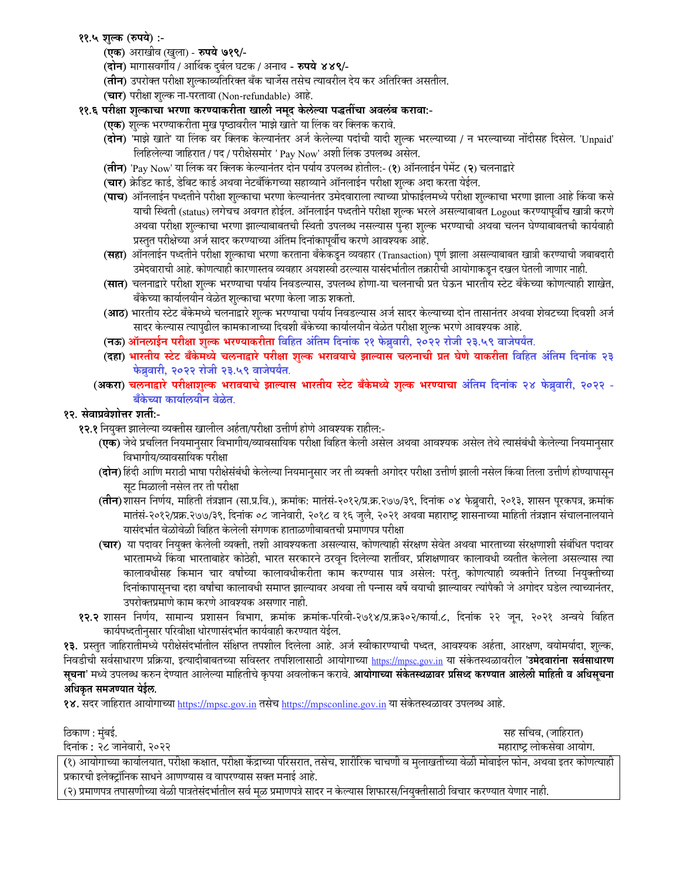**११.५ शुल्क (रुपये) :-**

**(एक)** अराखीव (खुला) - **रुपये ७१९/-**

**(दोन)** मागासवर्गीय / आर्थिक दुर्बल घटक / अनाथ - **रुपये ४४९/-**

**(तीन)** उपरोक्त परीक्षा शुल्काव्यतिरिक्त बँक चार्जेस तसेच त्यावरील देय कर अतिरिक्त असतील.

**(चार)** परीक्षा शुल्क ना-परतावा (Non-refundable) आहे.

**११.६ परीक्षा शुल्काचा भरणा करण्याकरीता खाली नमूद केलेल्या पद्धतींचा अवलंब करावा:-**

**(एक)** शुल्क भरण्याकरीता मुख पृष्ठावरील 'माझे खाते' या लिंक वर क्लिक करावे.

**(दोन)** 'माझे खाते' या लिंक वर क्लिक केल्यानंतर अर्ज केलेल्या पदांची यादी शुल्क भरल्याच्या / न भरल्याच्या नोंदीसह दिसेल. 'Unpaid' लिहिलेल्या जाहिरात / पद / परीक्षेसमोर ' Pay Now' अशी लिंक उपलब्ध असेल.

**(तीन)** 'Pay Now' या लिंक वर क्लिक केल्यानंतर दोन पर्याय उपलब्ध होतील:- (**१**) ऑनलाईन पेमेंट (**२**) चलनाद्वारे

**(चार)** क्रेडिट कार्ड, डेबिट कार्ड अथवा नेटबँकिंगच्या सहाय्याने ऑनलाईन परीक्षा शुल्क अदा करता येईल.

**(पाच)** ऑनलाईन पध्दतीने परीक्षा शुल्काचा भरणा केल्यानंतर उमेदवाराला त्याच्या प्रोफाईलमध्ये परीक्षा शुल्काचा भरणा झाला आहे किंवा कसे याची स्थिती (status) लगेचच अवगत होईल. ऑनलाईन पध्दतीने परीक्षा शुल्क भरले असल्याबाबत Logout करण्यापूर्वीच खात्री करणे अथवा परीक्षा शुल्काचा भरणा झाल्याबाबतची स्थिती उपलब्ध नसल्यास पुन्हा शुल्क भरण्याची अथवा चलन घेण्याबाबतची कार्यवाही प्रस्तुत परीक्षेच्या अर्ज सादर करण्याच्या अंतिम दिनांकापूर्वीच करणे आवश्यक आहे.

**(सहा)** ऑनलाईन पध्दतीने परीक्षा शुल्काचा भरणा करताना बँकेकडून व्यवहार (Transaction) पूर्ण झाला असल्याबाबत खात्री करण्याची जबाबदारी उमेदवाराची आहे. कोणत्याही कारणास्तव व्यवहार अयशस्वी ठरल्यास यासंदर्भातील तक्रारीची आयोगाकडून दखल घेतली जाणार नाही.

**(सात)** चलनाद्वारे परीक्षा शुल्क भरण्याचा पर्याय निवडल्यास, उपलब्ध होणा-या चलनाची प्रत घेऊन भारतीय स्टेट बँकेच्या कोणत्याही शाखेत, बँकेच्या कार्यालयीन वेळेत शुल्काचा भरणा केला जाऊ शकतो.

**(आठ)** भारतीय स्टेट बँकेमध्ये चलनाद्वारे शुल्क भरण्याचा पर्याय निवडल्यास अर्ज सादर केल्याच्या दोन तासानंतर अथवा शेवटच्या दिवशी अर्ज सादर केल्यास त्यापुढील कामकाजाच्या दिवशी बँकेच्या कार्यालयीन वेळेत परीक्षा शुल्क भरणे आवश्यक आहे.

**(नऊ) ऑनलाईन परीक्षा शुल्क भरण्याकरीता विहित अंतिम दिनांक २१ फेब्रुवारी, २०२२ रोजी २३.५९ वाजेपर्यंत.**

**(दहा) भारतीय स्टेट बँकेमध्ये चलनाद्वारे परीक्षा शुल्क भरावयाचे झाल्यास चलनाची प्रत घेणे याकरीता विहित अंतिम दिनांक २३ फेब्रुवारी, २०२२ रोजी २३.५९ वाजेपर्यंत.**

**(अकरा) चलनाद्वारे परीक्षाशुल्क भरावयाचे झाल्यास भारतीय स्टेट बँकेमध्ये शुल्क भरण्याचा अंतिम दिनांक २४ फेब्रुवारी, २०२२ - बँकेच्या कार्यालयीन वेळेत.**

## १२. सेवाप्रवेशोत्तर शर्ती:-

**१२.१** नियुक्त झालेल्या व्यक्तीस खालील अर्हता/परीक्षा उत्तीर्ण होणे आवश्यक राहील:-

**(एक)** जेथे प्रचलित नियमानुसार विभागीय/व्यावसायिक परीक्षा विहित केली असेल अथवा आवश्यक असेल तेथे त्यासंबंधी केलेल्या नियमानुसार विभागीय/व्यावसायिक परीक्षा

**(दोन)** हिंदी आणि मराठी भाषा परीक्षेसंबंधी केलेल्या नियमानुसार जर ती व्यक्ती अगोदर परीक्षा उत्तीर्ण झाली नसेल किंवा तिला उत्तीर्ण होण्यापासून सूट मिळाली नसेल तर ती परीक्षा

**(तीन)** शासन निर्णय, माहिती तंत्रज्ञान (सा.प्र.वि.), क्रमांक: मातंसं-२०१२/प्र.क्र.२७७/३९, दिनांक ०४ फेब्रुवारी, २०१३, शासन पूरकपत्र, क्रमांक मातंसं-२०१२/प्रक्र.२७७/३९, दिनांक ०८ जानेवारी, २०१८ व १६ जुलै, २०२१ अथवा महाराष्ट्र शासनाच्या माहिती तंत्रज्ञान संचालनालयाने यासंदर्भात वेळोवेळी विहित केलेली संगणक हाताळणीबाबतची प्रमाणपत्र परीक्षा

**(चार)** या पदावर नियुक्त केलेली व्यक्ती, तशी आवश्यकता असल्यास, कोणत्याही संरक्षण सेवेत अथवा भारताच्या संरक्षणाशी संबंधित पदावर भारतामध्ये किंवा भारताबाहेर कोठेही, भारत सरकारने ठरवून दिलेल्या शर्तीवर, प्रशिक्षणावर कालावधी व्यतीत केलेला असल्यास त्या कालावधीसह किमान चार वर्षांच्या कालावधीकरीता काम करण्यास पात्र असेल: परंतु, कोणत्याही व्यक्तीने तिच्या नियुक्तीच्या दिनांकापासूनचा दहा वर्षांचा कालावधी समाप्त झाल्यावर अथवा ती पन्नास वर्षे वयाची झाल्यावर त्यांपैकी जे अगोदर घडेल त्याच्यानंतर, उपरोक्तप्रमाणे काम करणे आवश्यक असणार नाही.

**१२.२** शासन निर्णय, सामान्य प्रशासन विभाग, क्रमांक क्रमांक-परिवी-२७१४/प्र.क्र३०२/कार्या.८, दिनांक २२ जून, २०२१ अन्वये विहित कार्यपध्दतीनुसार परिवीक्षा धोरणासंदर्भात कार्यवाही करण्यात येईल.

**१३.** प्रस्तुत जाहिरातीमध्ये परीक्षेसंदर्भातील संक्षिप्त तपशील दिलेला आहे. अर्ज स्वीकारण्याची पध्दत, आवश्यक अर्हता, आरक्षण, वयोमर्यादा, शुल्क, निवडीची सर्वसाधारण प्रक्रिया, इत्यादीबाबतच्या सविस्तर तपशिलासाठी आयोगाच्या https://mpsc.gov.in या संकेतस्थळावरील '**उमेदवारांना सर्वसाधारण सूचना**' मध्ये उपलब्ध करुन देण्यात आलेल्या माहितीचे कृपया अवलोकन करावे. **आयोगाच्या संकेतस्थळावर प्रसिध्द करण्यात आलेली माहिती व अधिसूचना अधिकृत समजण्यात येईल.**

**१४.** सदर जाहिरात आयोगाच्या https://mpsc.gov.in तसेच https://mpsconline.gov.in या संकेतस्थळावर उपलब्ध आहे.

ठिकाण : मुंबई.
दिनांक : २८ जानेवारी, २०२२

सह सचिव, (जाहिरात)
महाराष्ट्र लोकसेवा आयोग.

(१) आयोगाच्या कार्यालयात, परीक्षा कक्षात, परीक्षा केंद्राच्या परिसरात, तसेच, शारीरिक चाचणी व मुलाखतीच्या वेळी मोबाईल फोन, अथवा इतर कोणत्याही प्रकारची इलेक्ट्रॉनिक साधने आणण्यास व वापरण्यास सक्त मनाई आहे.

(२) प्रमाणपत्र तपासणीच्या वेळी पात्रतेसंदर्भातील सर्व मूळ प्रमाणपत्रे सादर न केल्यास शिफारस/नियुक्तीसाठी विचार करण्यात येणार नाही.